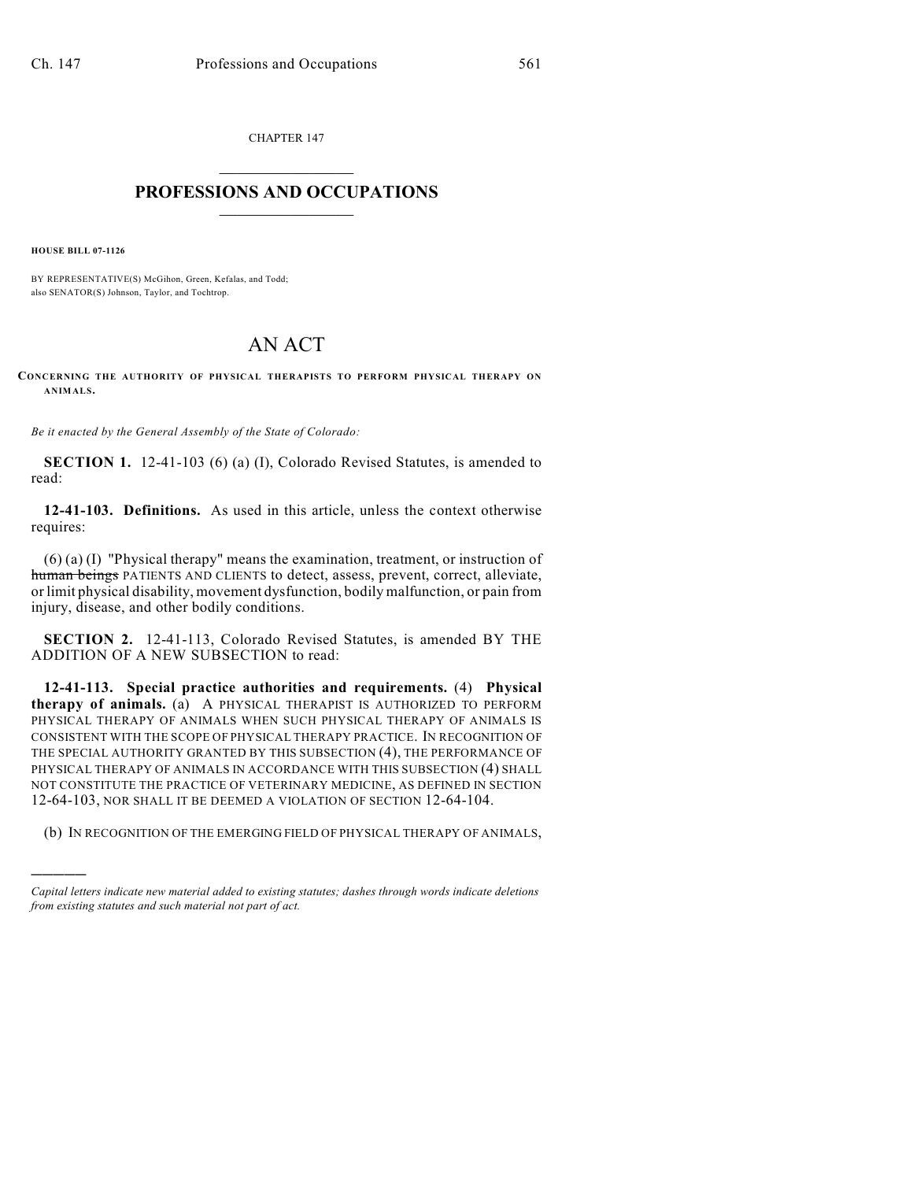CHAPTER 147

# PROFESSIONS AND OCCUPATIONS

**HOUSE BILL 07-1126**

BY REPRESENTATIVE(S) McGihon, Green, Kefalas, and Todd;
also SENATOR(S) Johnson, Taylor, and Tochtrop.

# AN ACT

**CONCERNING THE AUTHORITY OF PHYSICAL THERAPISTS TO PERFORM PHYSICAL THERAPY ON ANIMALS.**

*Be it enacted by the General Assembly of the State of Colorado:*

**SECTION 1.** 12-41-103 (6) (a) (I), Colorado Revised Statutes, is amended to read:

**12-41-103. Definitions.** As used in this article, unless the context otherwise requires:

(6) (a) (I) "Physical therapy" means the examination, treatment, or instruction of ~~human beings~~ PATIENTS AND CLIENTS to detect, assess, prevent, correct, alleviate, or limit physical disability, movement dysfunction, bodily malfunction, or pain from injury, disease, and other bodily conditions.

**SECTION 2.** 12-41-113, Colorado Revised Statutes, is amended BY THE ADDITION OF A NEW SUBSECTION to read:

**12-41-113. Special practice authorities and requirements.** (4) **Physical therapy of animals.** (a) A PHYSICAL THERAPIST IS AUTHORIZED TO PERFORM PHYSICAL THERAPY OF ANIMALS WHEN SUCH PHYSICAL THERAPY OF ANIMALS IS CONSISTENT WITH THE SCOPE OF PHYSICAL THERAPY PRACTICE. IN RECOGNITION OF THE SPECIAL AUTHORITY GRANTED BY THIS SUBSECTION (4), THE PERFORMANCE OF PHYSICAL THERAPY OF ANIMALS IN ACCORDANCE WITH THIS SUBSECTION (4) SHALL NOT CONSTITUTE THE PRACTICE OF VETERINARY MEDICINE, AS DEFINED IN SECTION 12-64-103, NOR SHALL IT BE DEEMED A VIOLATION OF SECTION 12-64-104.

(b) IN RECOGNITION OF THE EMERGING FIELD OF PHYSICAL THERAPY OF ANIMALS,

---

*Capital letters indicate new material added to existing statutes; dashes through words indicate deletions from existing statutes and such material not part of act.*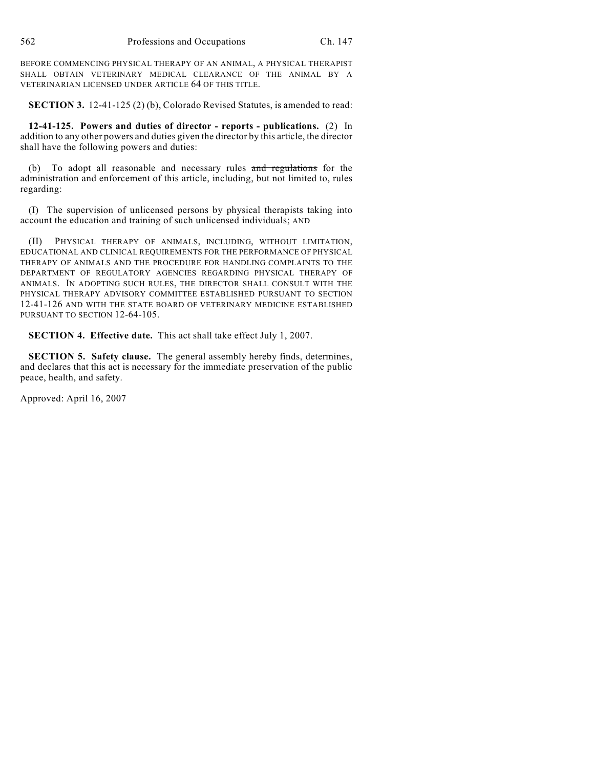BEFORE COMMENCING PHYSICAL THERAPY OF AN ANIMAL, A PHYSICAL THERAPIST SHALL OBTAIN VETERINARY MEDICAL CLEARANCE OF THE ANIMAL BY A VETERINARIAN LICENSED UNDER ARTICLE 64 OF THIS TITLE.

**SECTION 3.** 12-41-125 (2) (b), Colorado Revised Statutes, is amended to read:

**12-41-125. Powers and duties of director - reports - publications.** (2) In addition to any other powers and duties given the director by this article, the director shall have the following powers and duties:

(b) To adopt all reasonable and necessary rules ~~and regulations~~ for the administration and enforcement of this article, including, but not limited to, rules regarding:

(I) The supervision of unlicensed persons by physical therapists taking into account the education and training of such unlicensed individuals; AND

(II) PHYSICAL THERAPY OF ANIMALS, INCLUDING, WITHOUT LIMITATION, EDUCATIONAL AND CLINICAL REQUIREMENTS FOR THE PERFORMANCE OF PHYSICAL THERAPY OF ANIMALS AND THE PROCEDURE FOR HANDLING COMPLAINTS TO THE DEPARTMENT OF REGULATORY AGENCIES REGARDING PHYSICAL THERAPY OF ANIMALS. IN ADOPTING SUCH RULES, THE DIRECTOR SHALL CONSULT WITH THE PHYSICAL THERAPY ADVISORY COMMITTEE ESTABLISHED PURSUANT TO SECTION 12-41-126 AND WITH THE STATE BOARD OF VETERINARY MEDICINE ESTABLISHED PURSUANT TO SECTION 12-64-105.

**SECTION 4. Effective date.** This act shall take effect July 1, 2007.

**SECTION 5. Safety clause.** The general assembly hereby finds, determines, and declares that this act is necessary for the immediate preservation of the public peace, health, and safety.

Approved: April 16, 2007